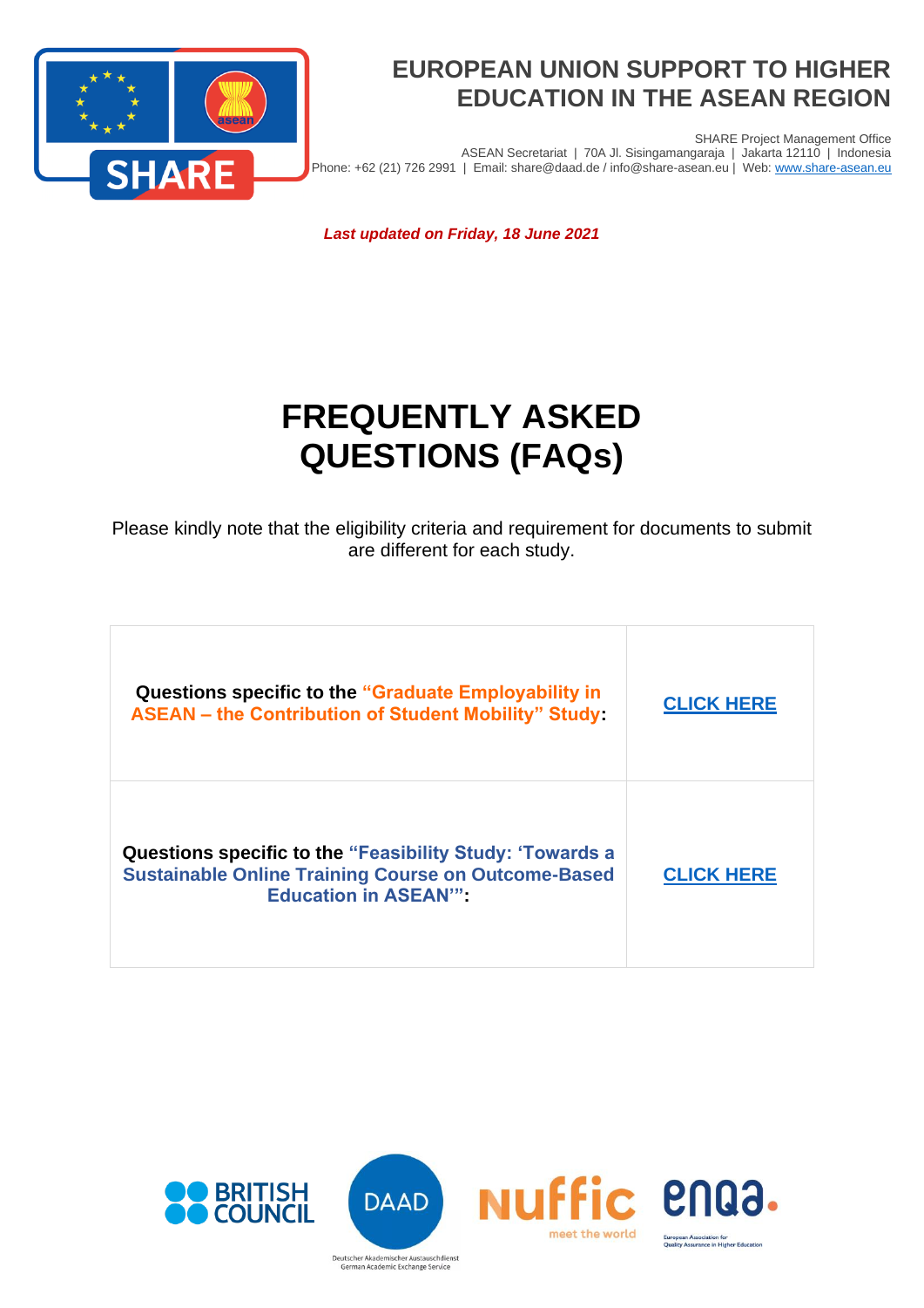# EUROPEAN UNION SUPPORT TO HIGHER EDUCATION IN THE ASEAN REGION

SHARE Project Management Office
ASEAN Secretariat | 70A Jl. Sisingamangaraja | Jakarta 12110 | Indonesia
Phone: +62 (21) 726 2991 | Email: share@daad.de / info@share-asean.eu | Web: www.share-asean.eu

***Last updated on Friday, 18 June 2021***

# FREQUENTLY ASKED QUESTIONS (FAQs)

Please kindly note that the eligibility criteria and requirement for documents to submit are different for each study.

| | |
|---|---|
| **Questions specific to the "Graduate Employability in ASEAN – the Contribution of Student Mobility" Study:** | **CLICK HERE** |
| **Questions specific to the "Feasibility Study: 'Towards a Sustainable Online Training Course on Outcome-Based Education in ASEAN'":** | **CLICK HERE** |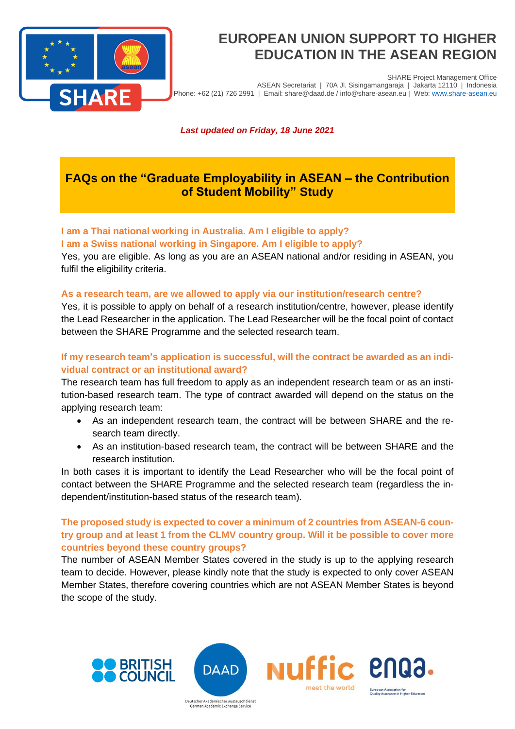# EUROPEAN UNION SUPPORT TO HIGHER EDUCATION IN THE ASEAN REGION

SHARE Project Management Office
ASEAN Secretariat | 70A Jl. Sisingamangaraja | Jakarta 12110 | Indonesia
Phone: +62 (21) 726 2991 | Email: share@daad.de / info@share-asean.eu | Web: www.share-asean.eu

***Last updated on Friday, 18 June 2021***

## FAQs on the "Graduate Employability in ASEAN – the Contribution of Student Mobility" Study

### I am a Thai national working in Australia. Am I eligible to apply?
### I am a Swiss national working in Singapore. Am I eligible to apply?

Yes, you are eligible. As long as you are an ASEAN national and/or residing in ASEAN, you fulfil the eligibility criteria.

### As a research team, are we allowed to apply via our institution/research centre?

Yes, it is possible to apply on behalf of a research institution/centre, however, please identify the Lead Researcher in the application. The Lead Researcher will be the focal point of contact between the SHARE Programme and the selected research team.

### If my research team's application is successful, will the contract be awarded as an individual contract or an institutional award?

The research team has full freedom to apply as an independent research team or as an institution-based research team. The type of contract awarded will depend on the status on the applying research team:

- As an independent research team, the contract will be between SHARE and the research team directly.
- As an institution-based research team, the contract will be between SHARE and the research institution.

In both cases it is important to identify the Lead Researcher who will be the focal point of contact between the SHARE Programme and the selected research team (regardless the independent/institution-based status of the research team).

### The proposed study is expected to cover a minimum of 2 countries from ASEAN-6 country group and at least 1 from the CLMV country group. Will it be possible to cover more countries beyond these country groups?

The number of ASEAN Member States covered in the study is up to the applying research team to decide. However, please kindly note that the study is expected to only cover ASEAN Member States, therefore covering countries which are not ASEAN Member States is beyond the scope of the study.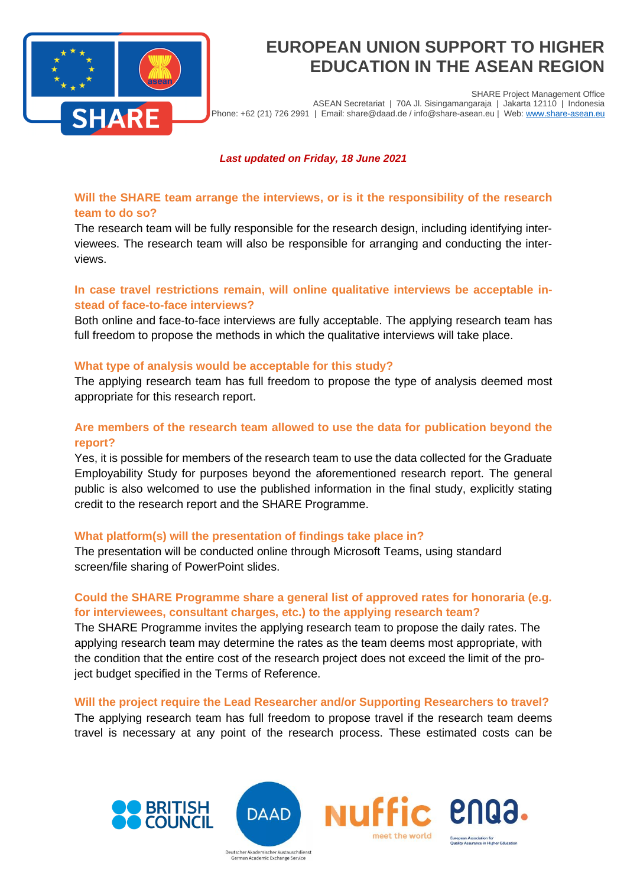***Last updated on Friday, 18 June 2021***

### Will the SHARE team arrange the interviews, or is it the responsibility of the research team to do so?

The research team will be fully responsible for the research design, including identifying interviewees. The research team will also be responsible for arranging and conducting the interviews.

### In case travel restrictions remain, will online qualitative interviews be acceptable instead of face-to-face interviews?

Both online and face-to-face interviews are fully acceptable. The applying research team has full freedom to propose the methods in which the qualitative interviews will take place.

### What type of analysis would be acceptable for this study?

The applying research team has full freedom to propose the type of analysis deemed most appropriate for this research report.

### Are members of the research team allowed to use the data for publication beyond the report?

Yes, it is possible for members of the research team to use the data collected for the Graduate Employability Study for purposes beyond the aforementioned research report. The general public is also welcomed to use the published information in the final study, explicitly stating credit to the research report and the SHARE Programme.

### What platform(s) will the presentation of findings take place in?

The presentation will be conducted online through Microsoft Teams, using standard screen/file sharing of PowerPoint slides.

### Could the SHARE Programme share a general list of approved rates for honoraria (e.g. for interviewees, consultant charges, etc.) to the applying research team?

The SHARE Programme invites the applying research team to propose the daily rates. The applying research team may determine the rates as the team deems most appropriate, with the condition that the entire cost of the research project does not exceed the limit of the project budget specified in the Terms of Reference.

### Will the project require the Lead Researcher and/or Supporting Researchers to travel?

The applying research team has full freedom to propose travel if the research team deems travel is necessary at any point of the research process. These estimated costs can be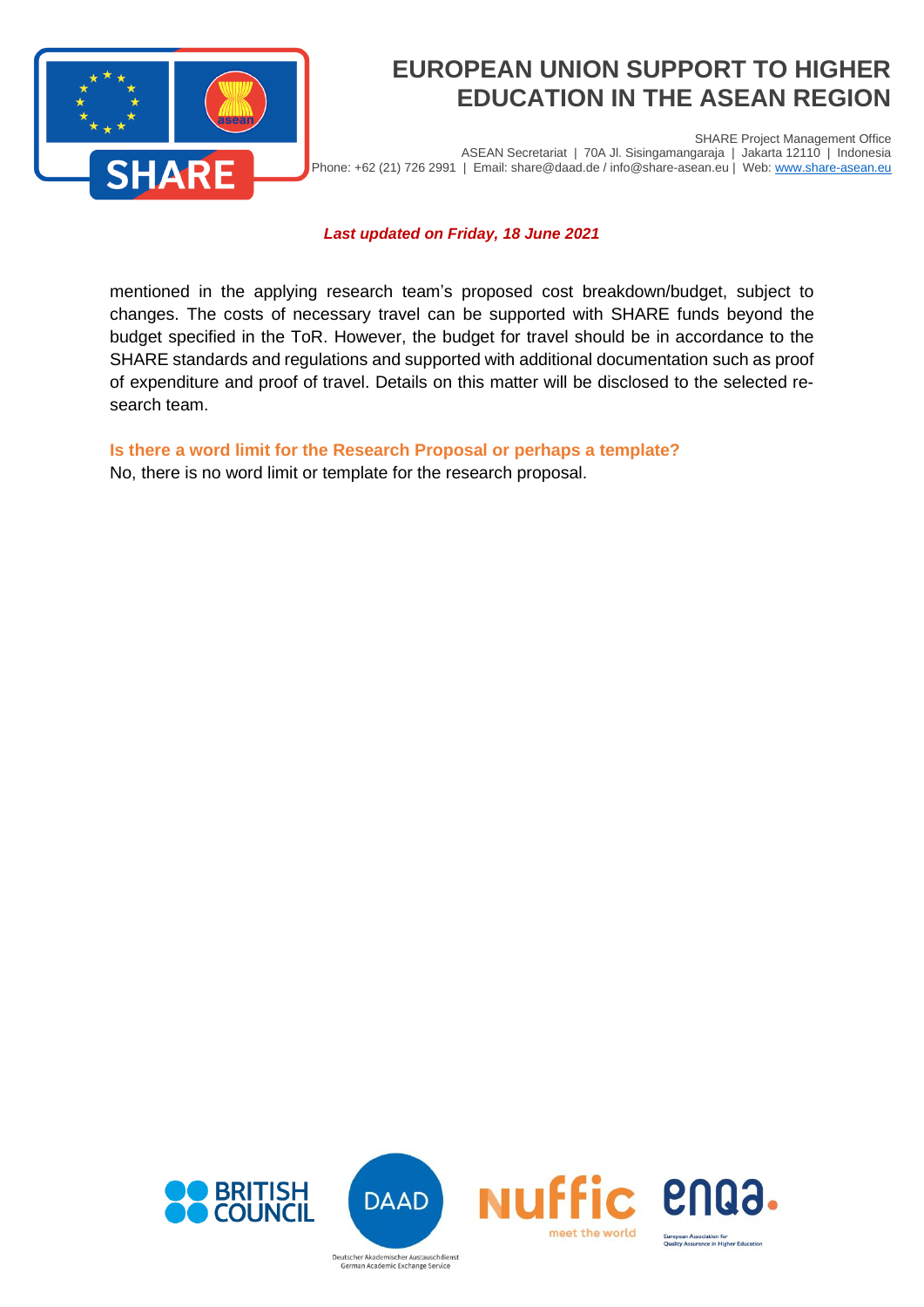***Last updated on Friday, 18 June 2021***

mentioned in the applying research team's proposed cost breakdown/budget, subject to changes. The costs of necessary travel can be supported with SHARE funds beyond the budget specified in the ToR. However, the budget for travel should be in accordance to the SHARE standards and regulations and supported with additional documentation such as proof of expenditure and proof of travel. Details on this matter will be disclosed to the selected research team.

**Is there a word limit for the Research Proposal or perhaps a template?**

No, there is no word limit or template for the research proposal.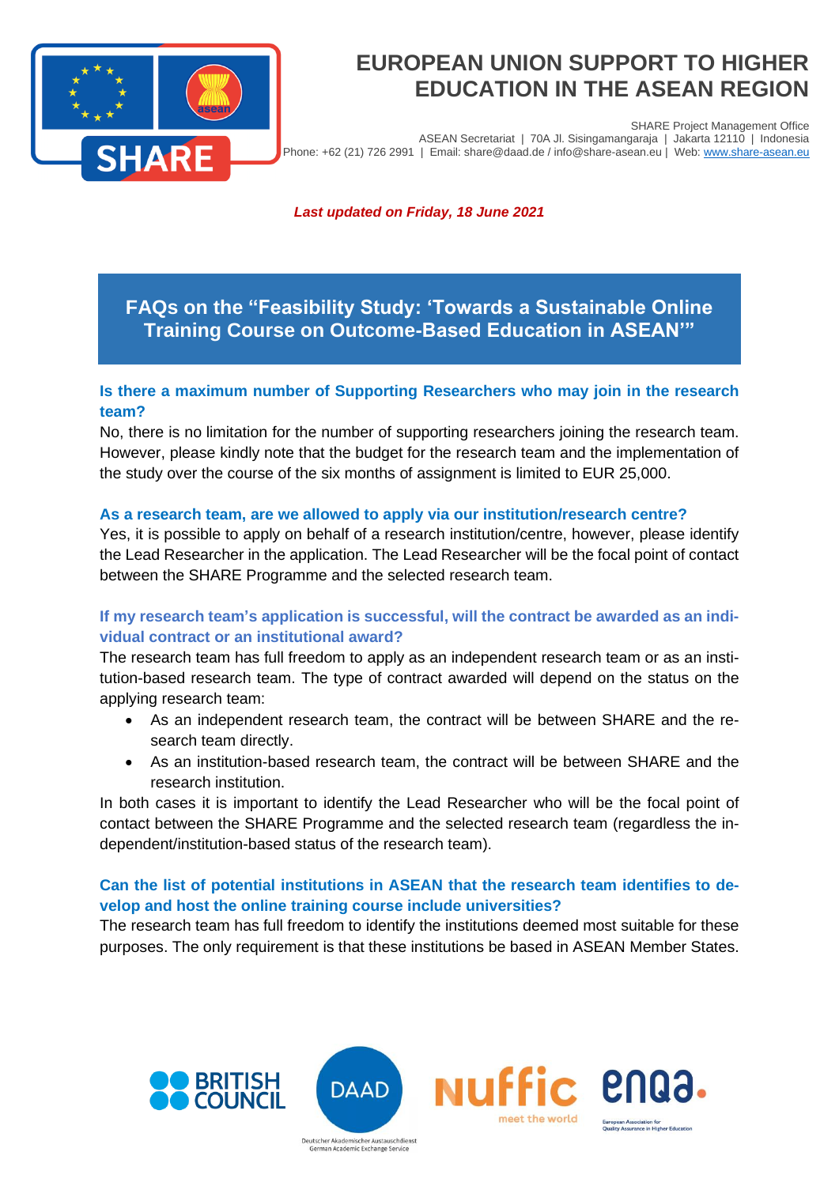# EUROPEAN UNION SUPPORT TO HIGHER EDUCATION IN THE ASEAN REGION

SHARE Project Management Office
ASEAN Secretariat | 70A Jl. Sisingamangaraja | Jakarta 12110 | Indonesia
Phone: +62 (21) 726 2991 | Email: share@daad.de / info@share-asean.eu | Web: www.share-asean.eu

***Last updated on Friday, 18 June 2021***

## FAQs on the "Feasibility Study: 'Towards a Sustainable Online Training Course on Outcome-Based Education in ASEAN'"

### Is there a maximum number of Supporting Researchers who may join in the research team?

No, there is no limitation for the number of supporting researchers joining the research team. However, please kindly note that the budget for the research team and the implementation of the study over the course of the six months of assignment is limited to EUR 25,000.

### As a research team, are we allowed to apply via our institution/research centre?

Yes, it is possible to apply on behalf of a research institution/centre, however, please identify the Lead Researcher in the application. The Lead Researcher will be the focal point of contact between the SHARE Programme and the selected research team.

### If my research team's application is successful, will the contract be awarded as an individual contract or an institutional award?

The research team has full freedom to apply as an independent research team or as an institution-based research team. The type of contract awarded will depend on the status on the applying research team:

- As an independent research team, the contract will be between SHARE and the research team directly.
- As an institution-based research team, the contract will be between SHARE and the research institution.

In both cases it is important to identify the Lead Researcher who will be the focal point of contact between the SHARE Programme and the selected research team (regardless the independent/institution-based status of the research team).

### Can the list of potential institutions in ASEAN that the research team identifies to develop and host the online training course include universities?

The research team has full freedom to identify the institutions deemed most suitable for these purposes. The only requirement is that these institutions be based in ASEAN Member States.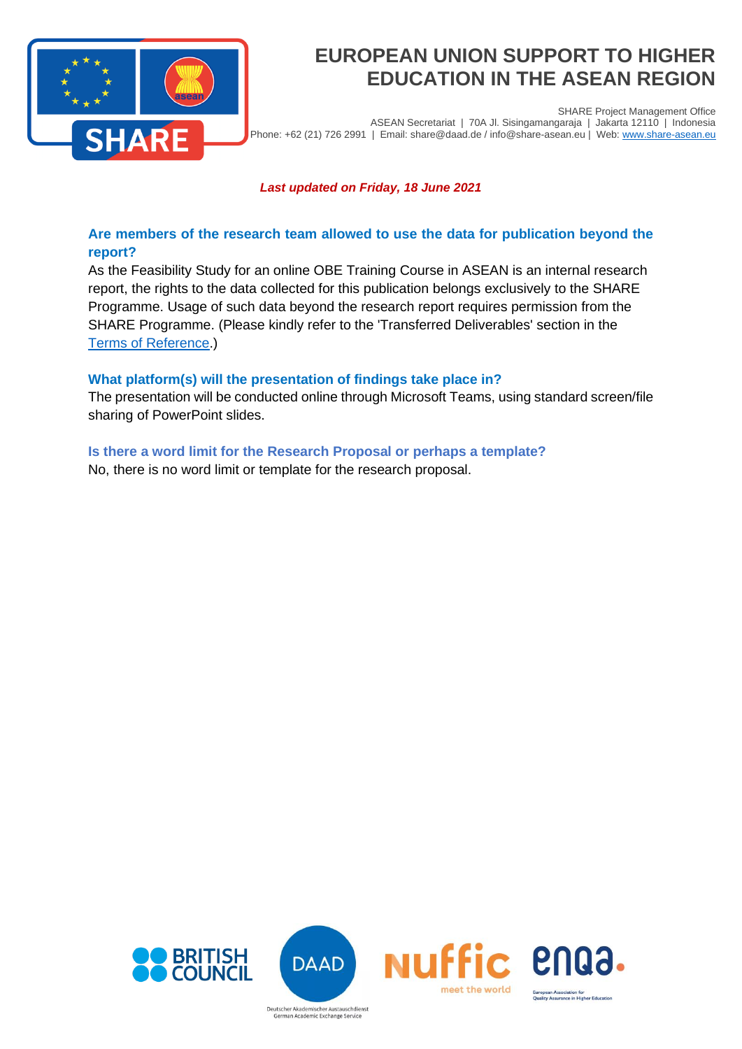*Last updated on Friday, 18 June 2021*

### Are members of the research team allowed to use the data for publication beyond the report?

As the Feasibility Study for an online OBE Training Course in ASEAN is an internal research report, the rights to the data collected for this publication belongs exclusively to the SHARE Programme. Usage of such data beyond the research report requires permission from the SHARE Programme. (Please kindly refer to the 'Transferred Deliverables' section in the Terms of Reference.)

### What platform(s) will the presentation of findings take place in?

The presentation will be conducted online through Microsoft Teams, using standard screen/file sharing of PowerPoint slides.

### Is there a word limit for the Research Proposal or perhaps a template?

No, there is no word limit or template for the research proposal.